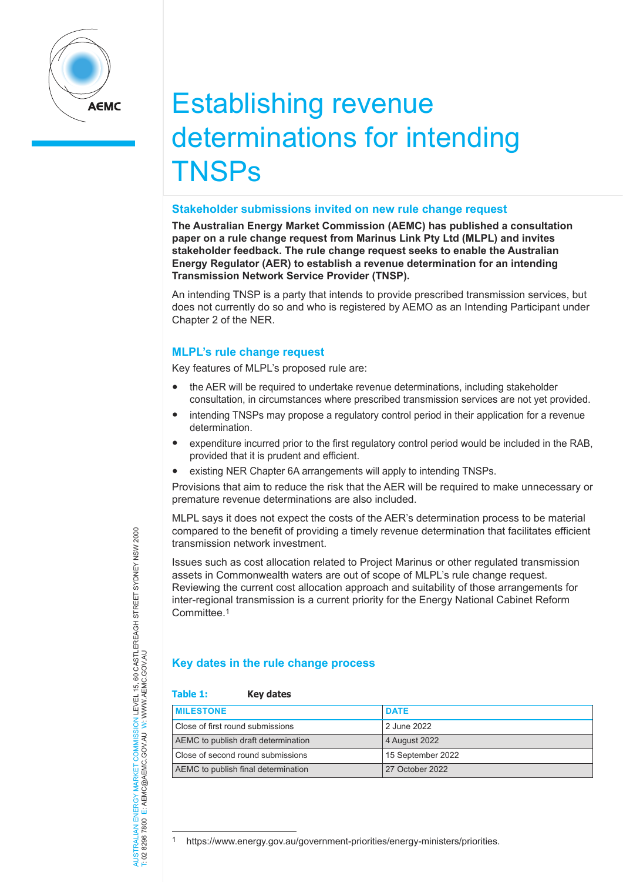# Establishing revenue determinations for intending TNSPs

## Stakeholder submissions invited on new rule change request

**The Australian Energy Market Commission (AEMC) has published a consultation paper on a rule change request from Marinus Link Pty Ltd (MLPL) and invites stakeholder feedback. The rule change request seeks to enable the Australian Energy Regulator (AER) to establish a revenue determination for an intending Transmission Network Service Provider (TNSP).**

An intending TNSP is a party that intends to provide prescribed transmission services, but does not currently do so and who is registered by AEMO as an Intending Participant under Chapter 2 of the NER.

## MLPL's rule change request

Key features of MLPL's proposed rule are:

- the AER will be required to undertake revenue determinations, including stakeholder consultation, in circumstances where prescribed transmission services are not yet provided.
- intending TNSPs may propose a regulatory control period in their application for a revenue determination.
- expenditure incurred prior to the first regulatory control period would be included in the RAB, provided that it is prudent and efficient.
- existing NER Chapter 6A arrangements will apply to intending TNSPs.

Provisions that aim to reduce the risk that the AER will be required to make unnecessary or premature revenue determinations are also included.

MLPL says it does not expect the costs of the AER's determination process to be material compared to the benefit of providing a timely revenue determination that facilitates efficient transmission network investment.

Issues such as cost allocation related to Project Marinus or other regulated transmission assets in Commonwealth waters are out of scope of MLPL's rule change request. Reviewing the current cost allocation approach and suitability of those arrangements for inter-regional transmission is a current priority for the Energy National Cabinet Reform Committee.[1]

## Key dates in the rule change process

**Table 1: Key dates**

| MILESTONE | DATE |
|---|---|
| Close of first round submissions | 2 June 2022 |
| AEMC to publish draft determination | 4 August 2022 |
| Close of second round submissions | 15 September 2022 |
| AEMC to publish final determination | 27 October 2022 |

[1] https://www.energy.gov.au/government-priorities/energy-ministers/priorities.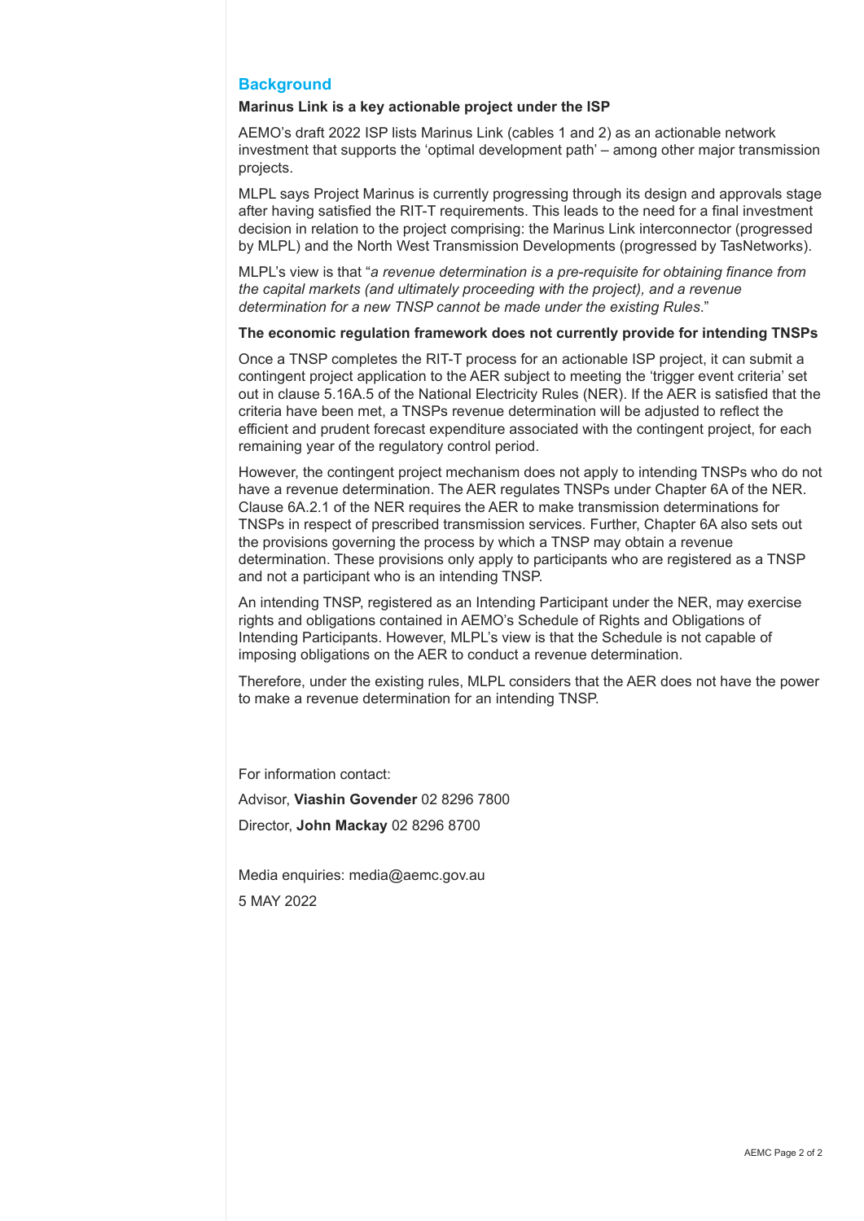## Background

### Marinus Link is a key actionable project under the ISP

AEMO's draft 2022 ISP lists Marinus Link (cables 1 and 2) as an actionable network investment that supports the 'optimal development path' – among other major transmission projects.

MLPL says Project Marinus is currently progressing through its design and approvals stage after having satisfied the RIT-T requirements. This leads to the need for a final investment decision in relation to the project comprising: the Marinus Link interconnector (progressed by MLPL) and the North West Transmission Developments (progressed by TasNetworks).

MLPL's view is that "*a revenue determination is a pre-requisite for obtaining finance from the capital markets (and ultimately proceeding with the project), and a revenue determination for a new TNSP cannot be made under the existing Rules*."

### The economic regulation framework does not currently provide for intending TNSPs

Once a TNSP completes the RIT-T process for an actionable ISP project, it can submit a contingent project application to the AER subject to meeting the 'trigger event criteria' set out in clause 5.16A.5 of the National Electricity Rules (NER). If the AER is satisfied that the criteria have been met, a TNSPs revenue determination will be adjusted to reflect the efficient and prudent forecast expenditure associated with the contingent project, for each remaining year of the regulatory control period.

However, the contingent project mechanism does not apply to intending TNSPs who do not have a revenue determination. The AER regulates TNSPs under Chapter 6A of the NER. Clause 6A.2.1 of the NER requires the AER to make transmission determinations for TNSPs in respect of prescribed transmission services. Further, Chapter 6A also sets out the provisions governing the process by which a TNSP may obtain a revenue determination. These provisions only apply to participants who are registered as a TNSP and not a participant who is an intending TNSP.

An intending TNSP, registered as an Intending Participant under the NER, may exercise rights and obligations contained in AEMO's Schedule of Rights and Obligations of Intending Participants. However, MLPL's view is that the Schedule is not capable of imposing obligations on the AER to conduct a revenue determination.

Therefore, under the existing rules, MLPL considers that the AER does not have the power to make a revenue determination for an intending TNSP.

For information contact:

Advisor, **Viashin Govender** 02 8296 7800

Director, **John Mackay** 02 8296 8700

Media enquiries: media@aemc.gov.au

5 MAY 2022